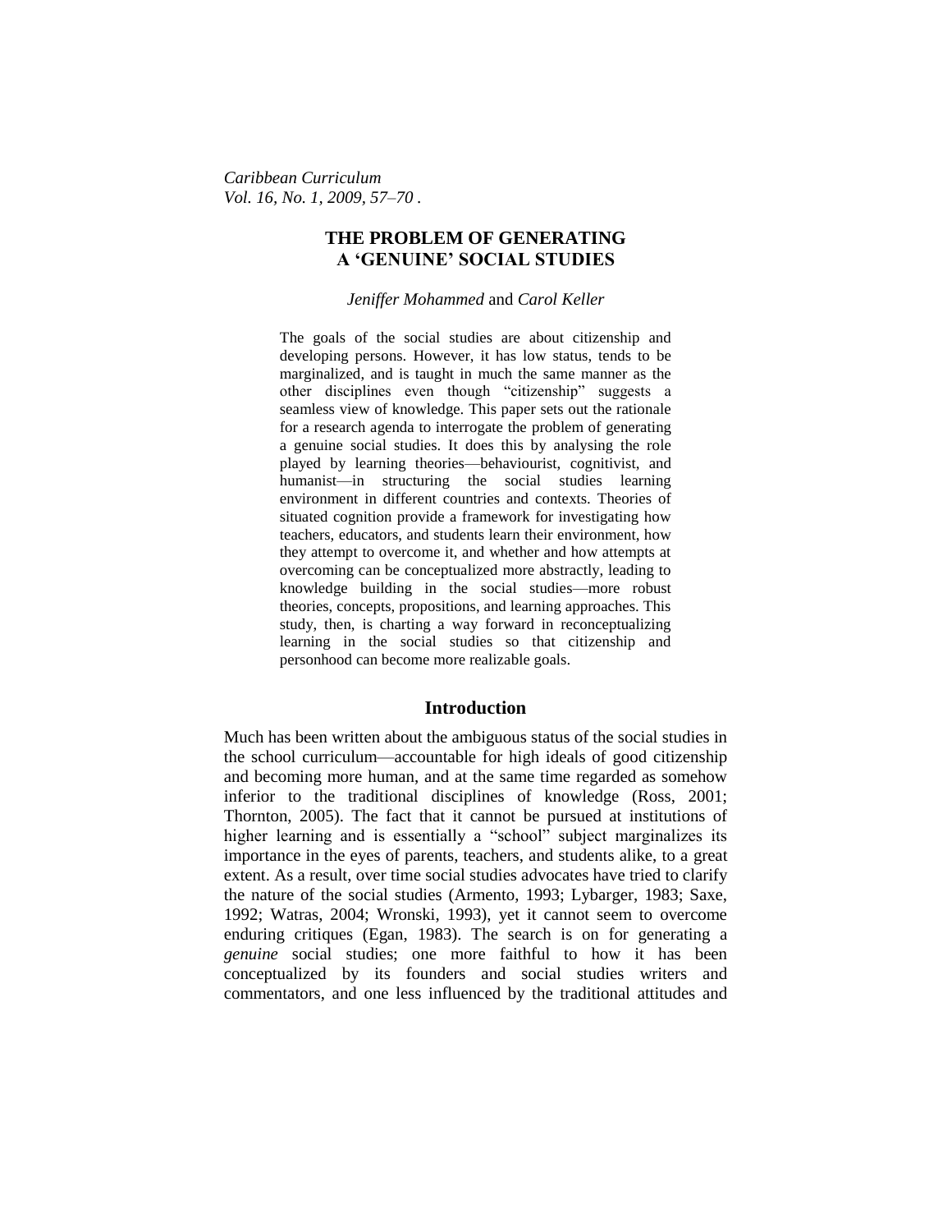# THE PROBLEM OF GENERATING A 'GENUINE' SOCIAL STUDIES

*Jeniffer Mohammed* and *Carol Keller*

The goals of the social studies are about citizenship and developing persons. However, it has low status, tends to be marginalized, and is taught in much the same manner as the other disciplines even though "citizenship" suggests a seamless view of knowledge. This paper sets out the rationale for a research agenda to interrogate the problem of generating a genuine social studies. It does this by analysing the role played by learning theories—behaviourist, cognitivist, and humanist—in structuring the social studies learning environment in different countries and contexts. Theories of situated cognition provide a framework for investigating how teachers, educators, and students learn their environment, how they attempt to overcome it, and whether and how attempts at overcoming can be conceptualized more abstractly, leading to knowledge building in the social studies—more robust theories, concepts, propositions, and learning approaches. This study, then, is charting a way forward in reconceptualizing learning in the social studies so that citizenship and personhood can become more realizable goals.

## Introduction

Much has been written about the ambiguous status of the social studies in the school curriculum—accountable for high ideals of good citizenship and becoming more human, and at the same time regarded as somehow inferior to the traditional disciplines of knowledge (Ross, 2001; Thornton, 2005). The fact that it cannot be pursued at institutions of higher learning and is essentially a "school" subject marginalizes its importance in the eyes of parents, teachers, and students alike, to a great extent. As a result, over time social studies advocates have tried to clarify the nature of the social studies (Armento, 1993; Lybarger, 1983; Saxe, 1992; Watras, 2004; Wronski, 1993), yet it cannot seem to overcome enduring critiques (Egan, 1983). The search is on for generating a *genuine* social studies; one more faithful to how it has been conceptualized by its founders and social studies writers and commentators, and one less influenced by the traditional attitudes and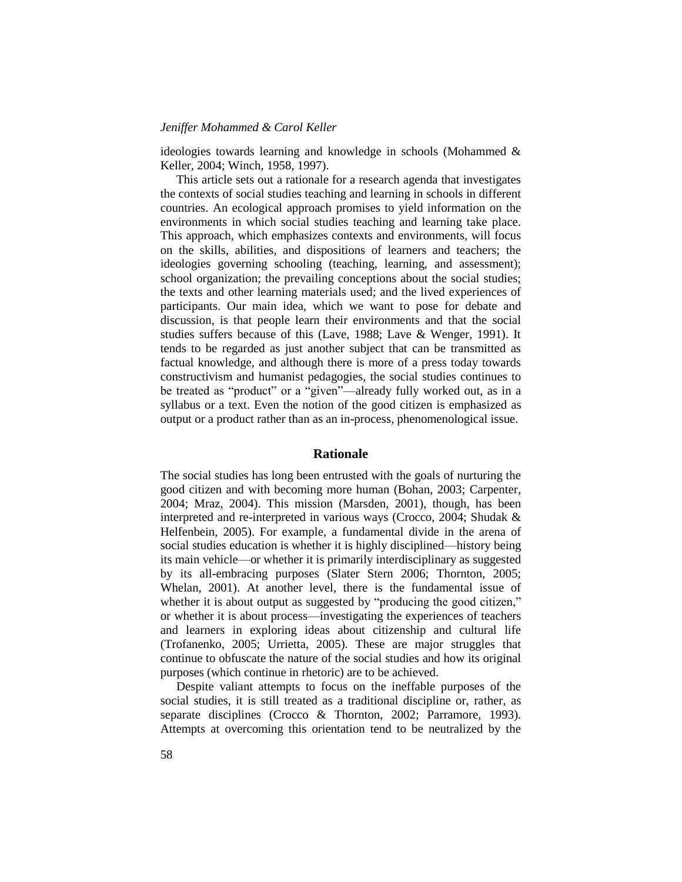ideologies towards learning and knowledge in schools (Mohammed & Keller, 2004; Winch, 1958, 1997).

This article sets out a rationale for a research agenda that investigates the contexts of social studies teaching and learning in schools in different countries. An ecological approach promises to yield information on the environments in which social studies teaching and learning take place. This approach, which emphasizes contexts and environments, will focus on the skills, abilities, and dispositions of learners and teachers; the ideologies governing schooling (teaching, learning, and assessment); school organization; the prevailing conceptions about the social studies; the texts and other learning materials used; and the lived experiences of participants. Our main idea, which we want to pose for debate and discussion, is that people learn their environments and that the social studies suffers because of this (Lave, 1988; Lave & Wenger, 1991). It tends to be regarded as just another subject that can be transmitted as factual knowledge, and although there is more of a press today towards constructivism and humanist pedagogies, the social studies continues to be treated as "product" or a "given"—already fully worked out, as in a syllabus or a text. Even the notion of the good citizen is emphasized as output or a product rather than as an in-process, phenomenological issue.

## Rationale

The social studies has long been entrusted with the goals of nurturing the good citizen and with becoming more human (Bohan, 2003; Carpenter, 2004; Mraz, 2004). This mission (Marsden, 2001), though, has been interpreted and re-interpreted in various ways (Crocco, 2004; Shudak & Helfenbein, 2005). For example, a fundamental divide in the arena of social studies education is whether it is highly disciplined—history being its main vehicle—or whether it is primarily interdisciplinary as suggested by its all-embracing purposes (Slater Stern 2006; Thornton, 2005; Whelan, 2001). At another level, there is the fundamental issue of whether it is about output as suggested by "producing the good citizen," or whether it is about process—investigating the experiences of teachers and learners in exploring ideas about citizenship and cultural life (Trofanenko, 2005; Urrietta, 2005). These are major struggles that continue to obfuscate the nature of the social studies and how its original purposes (which continue in rhetoric) are to be achieved.

Despite valiant attempts to focus on the ineffable purposes of the social studies, it is still treated as a traditional discipline or, rather, as separate disciplines (Crocco & Thornton, 2002; Parramore, 1993). Attempts at overcoming this orientation tend to be neutralized by the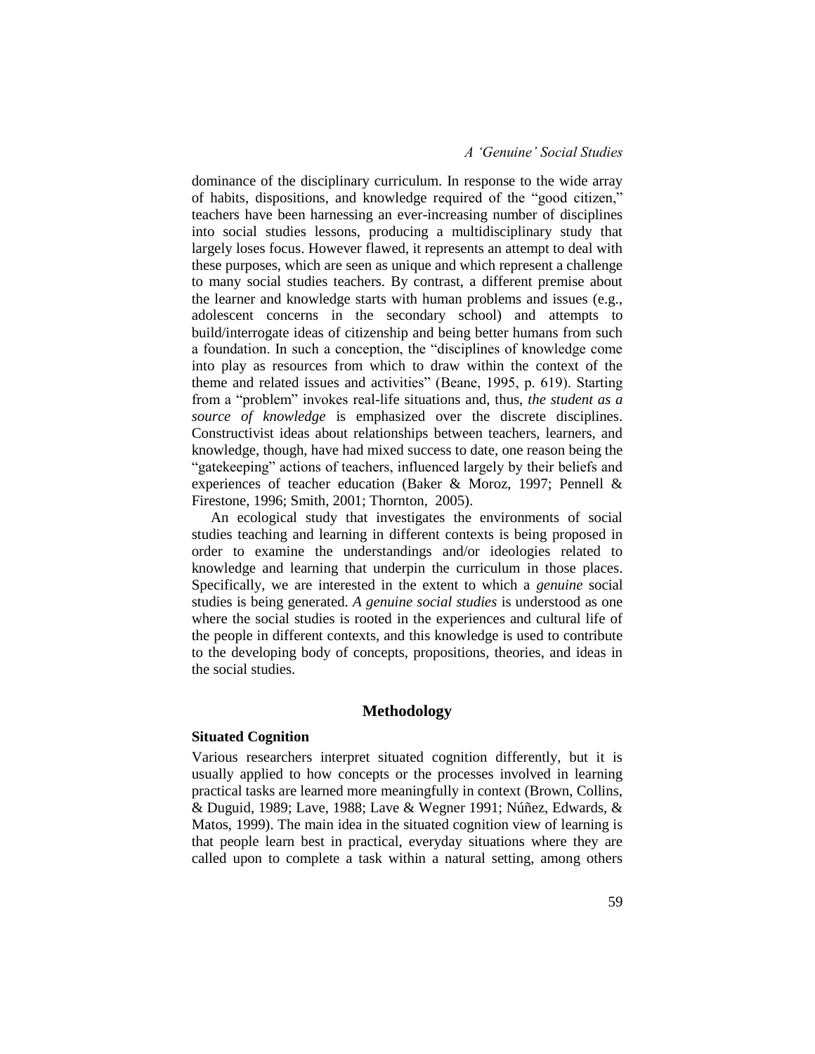dominance of the disciplinary curriculum. In response to the wide array of habits, dispositions, and knowledge required of the "good citizen," teachers have been harnessing an ever-increasing number of disciplines into social studies lessons, producing a multidisciplinary study that largely loses focus. However flawed, it represents an attempt to deal with these purposes, which are seen as unique and which represent a challenge to many social studies teachers. By contrast, a different premise about the learner and knowledge starts with human problems and issues (e.g., adolescent concerns in the secondary school) and attempts to build/interrogate ideas of citizenship and being better humans from such a foundation. In such a conception, the "disciplines of knowledge come into play as resources from which to draw within the context of the theme and related issues and activities" (Beane, 1995, p. 619). Starting from a "problem" invokes real-life situations and, thus, *the student as a source of knowledge* is emphasized over the discrete disciplines. Constructivist ideas about relationships between teachers, learners, and knowledge, though, have had mixed success to date, one reason being the "gatekeeping" actions of teachers, influenced largely by their beliefs and experiences of teacher education (Baker & Moroz, 1997; Pennell & Firestone, 1996; Smith, 2001; Thornton, 2005).

An ecological study that investigates the environments of social studies teaching and learning in different contexts is being proposed in order to examine the understandings and/or ideologies related to knowledge and learning that underpin the curriculum in those places. Specifically, we are interested in the extent to which a *genuine* social studies is being generated. *A genuine social studies* is understood as one where the social studies is rooted in the experiences and cultural life of the people in different contexts, and this knowledge is used to contribute to the developing body of concepts, propositions, theories, and ideas in the social studies.

## Methodology

### Situated Cognition

Various researchers interpret situated cognition differently, but it is usually applied to how concepts or the processes involved in learning practical tasks are learned more meaningfully in context (Brown, Collins, & Duguid, 1989; Lave, 1988; Lave & Wegner 1991; Núñez, Edwards, & Matos, 1999). The main idea in the situated cognition view of learning is that people learn best in practical, everyday situations where they are called upon to complete a task within a natural setting, among others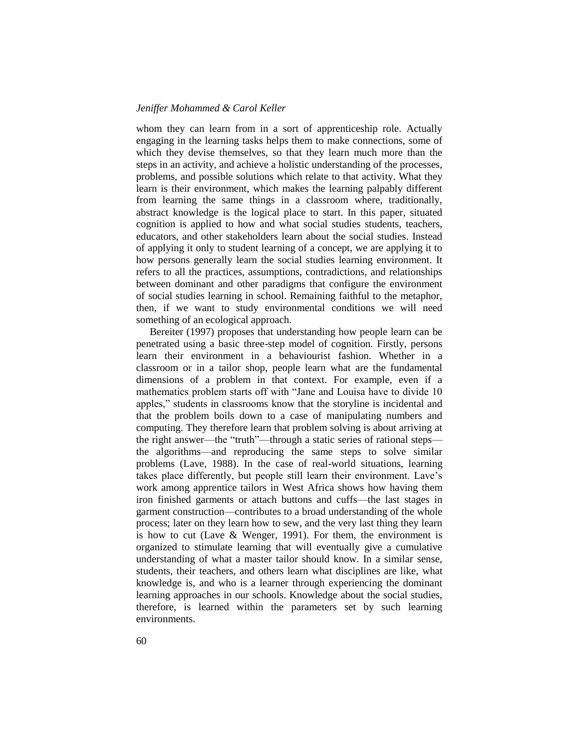whom they can learn from in a sort of apprenticeship role. Actually engaging in the learning tasks helps them to make connections, some of which they devise themselves, so that they learn much more than the steps in an activity, and achieve a holistic understanding of the processes, problems, and possible solutions which relate to that activity. What they learn is their environment, which makes the learning palpably different from learning the same things in a classroom where, traditionally, abstract knowledge is the logical place to start. In this paper, situated cognition is applied to how and what social studies students, teachers, educators, and other stakeholders learn about the social studies. Instead of applying it only to student learning of a concept, we are applying it to how persons generally learn the social studies learning environment. It refers to all the practices, assumptions, contradictions, and relationships between dominant and other paradigms that configure the environment of social studies learning in school. Remaining faithful to the metaphor, then, if we want to study environmental conditions we will need something of an ecological approach.

Bereiter (1997) proposes that understanding how people learn can be penetrated using a basic three-step model of cognition. Firstly, persons learn their environment in a behaviourist fashion. Whether in a classroom or in a tailor shop, people learn what are the fundamental dimensions of a problem in that context. For example, even if a mathematics problem starts off with "Jane and Louisa have to divide 10 apples," students in classrooms know that the storyline is incidental and that the problem boils down to a case of manipulating numbers and computing. They therefore learn that problem solving is about arriving at the right answer—the "truth"—through a static series of rational steps—the algorithms—and reproducing the same steps to solve similar problems (Lave, 1988). In the case of real-world situations, learning takes place differently, but people still learn their environment. Lave's work among apprentice tailors in West Africa shows how having them iron finished garments or attach buttons and cuffs—the last stages in garment construction—contributes to a broad understanding of the whole process; later on they learn how to sew, and the very last thing they learn is how to cut (Lave & Wenger, 1991). For them, the environment is organized to stimulate learning that will eventually give a cumulative understanding of what a master tailor should know. In a similar sense, students, their teachers, and others learn what disciplines are like, what knowledge is, and who is a learner through experiencing the dominant learning approaches in our schools. Knowledge about the social studies, therefore, is learned within the parameters set by such learning environments.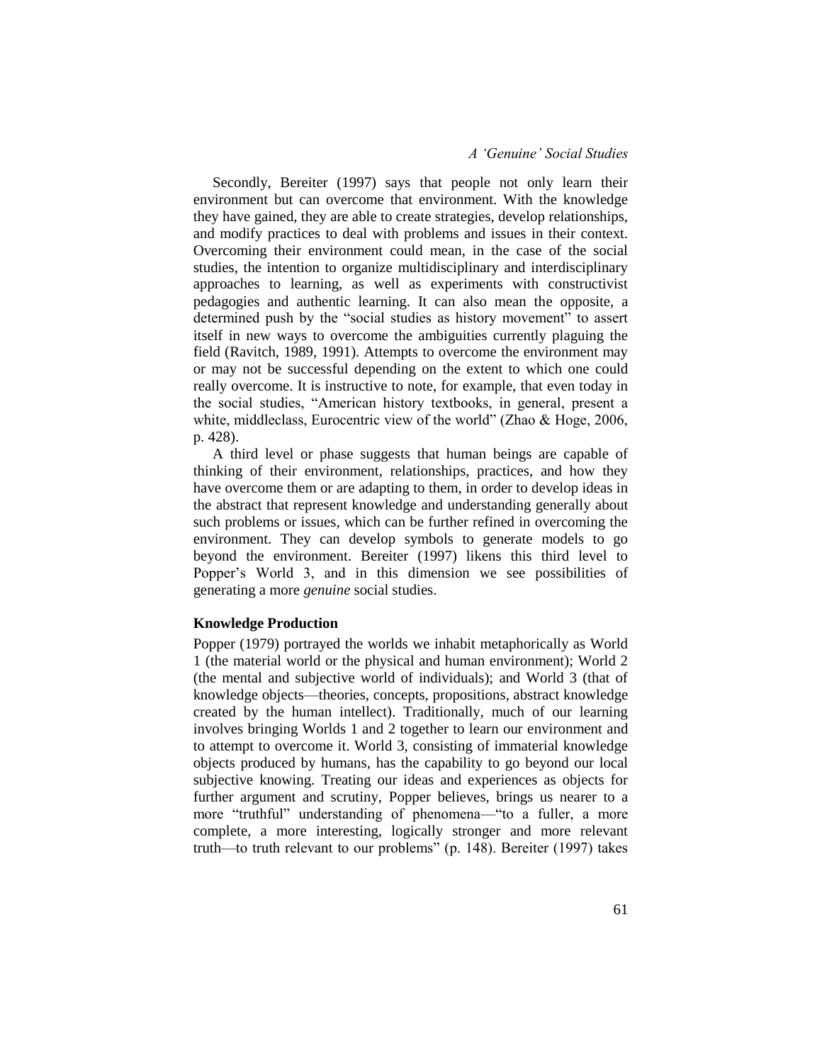Secondly, Bereiter (1997) says that people not only learn their environment but can overcome that environment. With the knowledge they have gained, they are able to create strategies, develop relationships, and modify practices to deal with problems and issues in their context. Overcoming their environment could mean, in the case of the social studies, the intention to organize multidisciplinary and interdisciplinary approaches to learning, as well as experiments with constructivist pedagogies and authentic learning. It can also mean the opposite, a determined push by the "social studies as history movement" to assert itself in new ways to overcome the ambiguities currently plaguing the field (Ravitch, 1989, 1991). Attempts to overcome the environment may or may not be successful depending on the extent to which one could really overcome. It is instructive to note, for example, that even today in the social studies, "American history textbooks, in general, present a white, middleclass, Eurocentric view of the world" (Zhao & Hoge, 2006, p. 428).

A third level or phase suggests that human beings are capable of thinking of their environment, relationships, practices, and how they have overcome them or are adapting to them, in order to develop ideas in the abstract that represent knowledge and understanding generally about such problems or issues, which can be further refined in overcoming the environment. They can develop symbols to generate models to go beyond the environment. Bereiter (1997) likens this third level to Popper's World 3, and in this dimension we see possibilities of generating a more *genuine* social studies.

## Knowledge Production

Popper (1979) portrayed the worlds we inhabit metaphorically as World 1 (the material world or the physical and human environment); World 2 (the mental and subjective world of individuals); and World 3 (that of knowledge objects—theories, concepts, propositions, abstract knowledge created by the human intellect). Traditionally, much of our learning involves bringing Worlds 1 and 2 together to learn our environment and to attempt to overcome it. World 3, consisting of immaterial knowledge objects produced by humans, has the capability to go beyond our local subjective knowing. Treating our ideas and experiences as objects for further argument and scrutiny, Popper believes, brings us nearer to a more "truthful" understanding of phenomena—"to a fuller, a more complete, a more interesting, logically stronger and more relevant truth—to truth relevant to our problems" (p. 148). Bereiter (1997) takes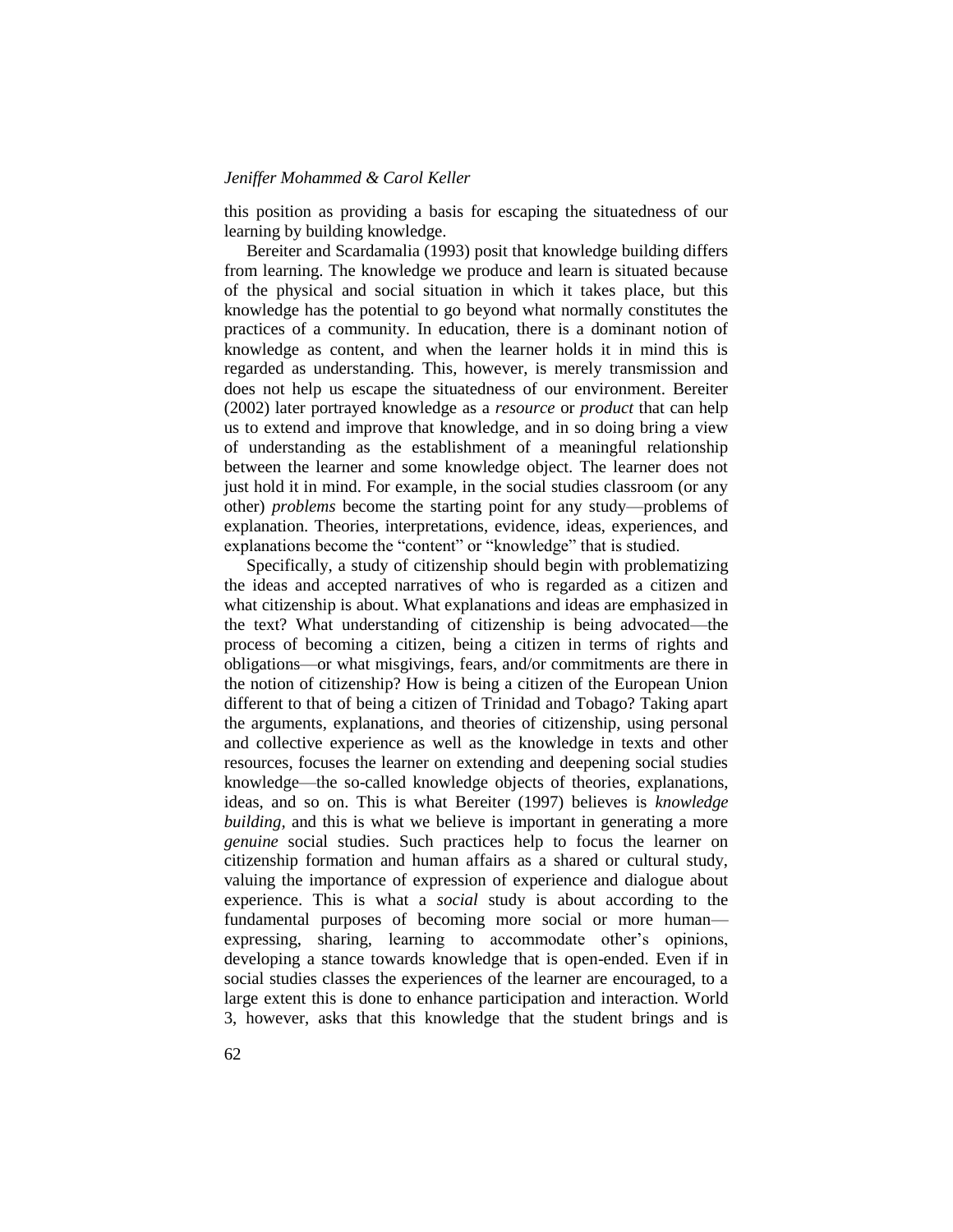this position as providing a basis for escaping the situatedness of our learning by building knowledge.

Bereiter and Scardamalia (1993) posit that knowledge building differs from learning. The knowledge we produce and learn is situated because of the physical and social situation in which it takes place, but this knowledge has the potential to go beyond what normally constitutes the practices of a community. In education, there is a dominant notion of knowledge as content, and when the learner holds it in mind this is regarded as understanding. This, however, is merely transmission and does not help us escape the situatedness of our environment. Bereiter (2002) later portrayed knowledge as a *resource* or *product* that can help us to extend and improve that knowledge, and in so doing bring a view of understanding as the establishment of a meaningful relationship between the learner and some knowledge object. The learner does not just hold it in mind. For example, in the social studies classroom (or any other) *problems* become the starting point for any study—problems of explanation. Theories, interpretations, evidence, ideas, experiences, and explanations become the "content" or "knowledge" that is studied.

Specifically, a study of citizenship should begin with problematizing the ideas and accepted narratives of who is regarded as a citizen and what citizenship is about. What explanations and ideas are emphasized in the text? What understanding of citizenship is being advocated—the process of becoming a citizen, being a citizen in terms of rights and obligations—or what misgivings, fears, and/or commitments are there in the notion of citizenship? How is being a citizen of the European Union different to that of being a citizen of Trinidad and Tobago? Taking apart the arguments, explanations, and theories of citizenship, using personal and collective experience as well as the knowledge in texts and other resources, focuses the learner on extending and deepening social studies knowledge—the so-called knowledge objects of theories, explanations, ideas, and so on. This is what Bereiter (1997) believes is *knowledge building*, and this is what we believe is important in generating a more *genuine* social studies. Such practices help to focus the learner on citizenship formation and human affairs as a shared or cultural study, valuing the importance of expression of experience and dialogue about experience. This is what a *social* study is about according to the fundamental purposes of becoming more social or more human—expressing, sharing, learning to accommodate other's opinions, developing a stance towards knowledge that is open-ended. Even if in social studies classes the experiences of the learner are encouraged, to a large extent this is done to enhance participation and interaction. World 3, however, asks that this knowledge that the student brings and is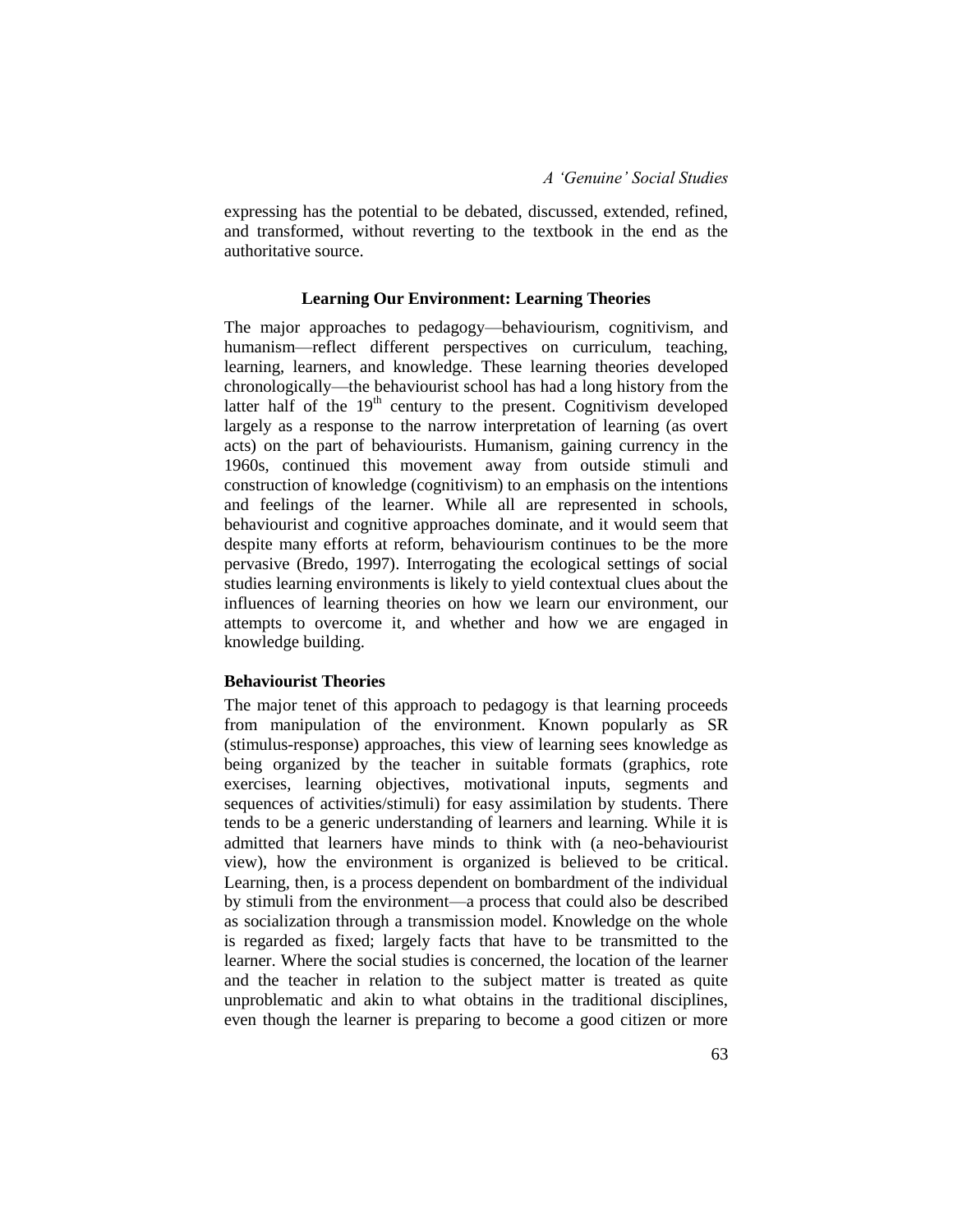expressing has the potential to be debated, discussed, extended, refined, and transformed, without reverting to the textbook in the end as the authoritative source.

## Learning Our Environment: Learning Theories

The major approaches to pedagogy—behaviourism, cognitivism, and humanism—reflect different perspectives on curriculum, teaching, learning, learners, and knowledge. These learning theories developed chronologically—the behaviourist school has had a long history from the latter half of the $19^{th}$ century to the present. Cognitivism developed largely as a response to the narrow interpretation of learning (as overt acts) on the part of behaviourists. Humanism, gaining currency in the 1960s, continued this movement away from outside stimuli and construction of knowledge (cognitivism) to an emphasis on the intentions and feelings of the learner. While all are represented in schools, behaviourist and cognitive approaches dominate, and it would seem that despite many efforts at reform, behaviourism continues to be the more pervasive (Bredo, 1997). Interrogating the ecological settings of social studies learning environments is likely to yield contextual clues about the influences of learning theories on how we learn our environment, our attempts to overcome it, and whether and how we are engaged in knowledge building.

### Behaviourist Theories

The major tenet of this approach to pedagogy is that learning proceeds from manipulation of the environment. Known popularly as SR (stimulus-response) approaches, this view of learning sees knowledge as being organized by the teacher in suitable formats (graphics, rote exercises, learning objectives, motivational inputs, segments and sequences of activities/stimuli) for easy assimilation by students. There tends to be a generic understanding of learners and learning. While it is admitted that learners have minds to think with (a neo-behaviourist view), how the environment is organized is believed to be critical. Learning, then, is a process dependent on bombardment of the individual by stimuli from the environment—a process that could also be described as socialization through a transmission model. Knowledge on the whole is regarded as fixed; largely facts that have to be transmitted to the learner. Where the social studies is concerned, the location of the learner and the teacher in relation to the subject matter is treated as quite unproblematic and akin to what obtains in the traditional disciplines, even though the learner is preparing to become a good citizen or more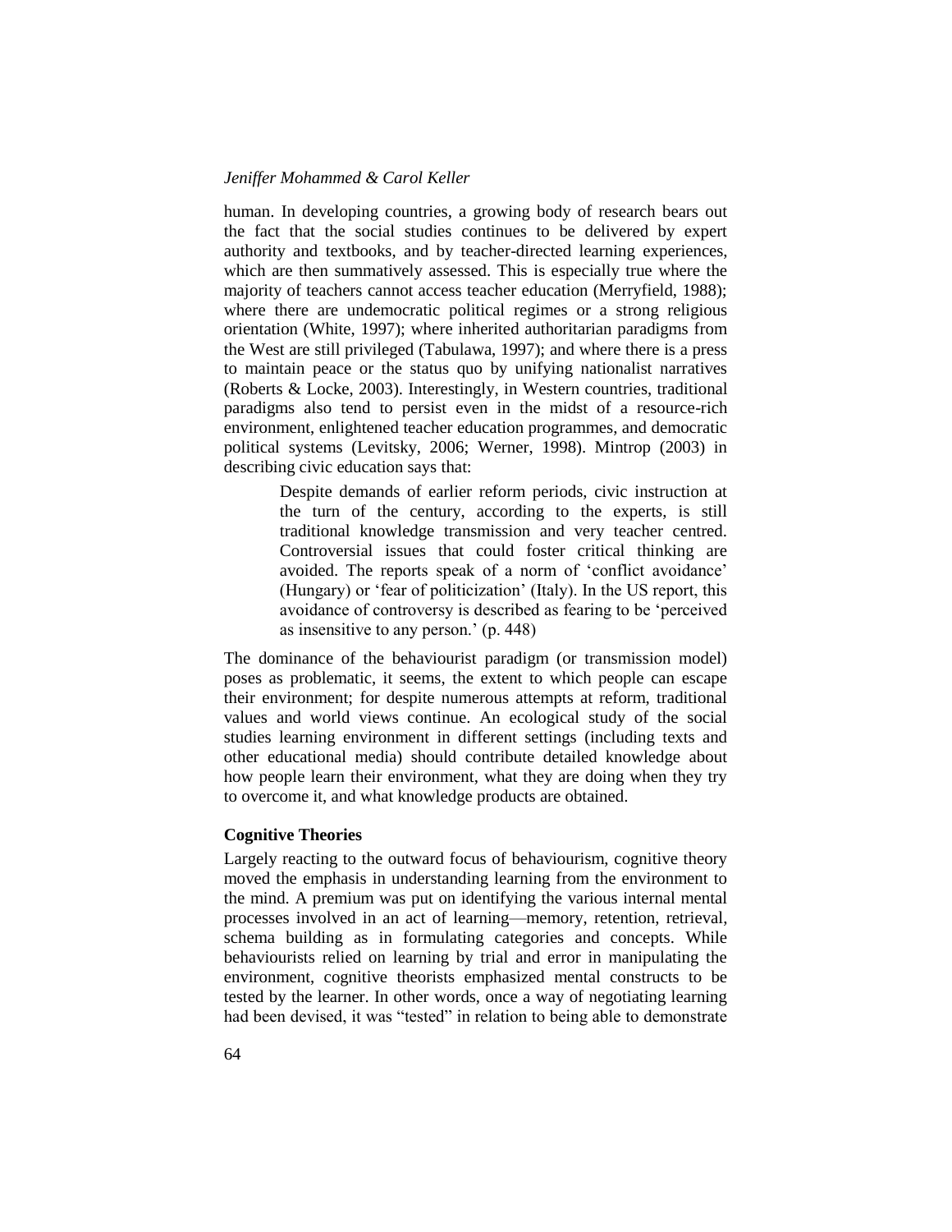human. In developing countries, a growing body of research bears out the fact that the social studies continues to be delivered by expert authority and textbooks, and by teacher-directed learning experiences, which are then summatively assessed. This is especially true where the majority of teachers cannot access teacher education (Merryfield, 1988); where there are undemocratic political regimes or a strong religious orientation (White, 1997); where inherited authoritarian paradigms from the West are still privileged (Tabulawa, 1997); and where there is a press to maintain peace or the status quo by unifying nationalist narratives (Roberts & Locke, 2003). Interestingly, in Western countries, traditional paradigms also tend to persist even in the midst of a resource-rich environment, enlightened teacher education programmes, and democratic political systems (Levitsky, 2006; Werner, 1998). Mintrop (2003) in describing civic education says that:

> Despite demands of earlier reform periods, civic instruction at the turn of the century, according to the experts, is still traditional knowledge transmission and very teacher centred. Controversial issues that could foster critical thinking are avoided. The reports speak of a norm of 'conflict avoidance' (Hungary) or 'fear of politicization' (Italy). In the US report, this avoidance of controversy is described as fearing to be 'perceived as insensitive to any person.' (p. 448)

The dominance of the behaviourist paradigm (or transmission model) poses as problematic, it seems, the extent to which people can escape their environment; for despite numerous attempts at reform, traditional values and world views continue. An ecological study of the social studies learning environment in different settings (including texts and other educational media) should contribute detailed knowledge about how people learn their environment, what they are doing when they try to overcome it, and what knowledge products are obtained.

### Cognitive Theories

Largely reacting to the outward focus of behaviourism, cognitive theory moved the emphasis in understanding learning from the environment to the mind. A premium was put on identifying the various internal mental processes involved in an act of learning—memory, retention, retrieval, schema building as in formulating categories and concepts. While behaviourists relied on learning by trial and error in manipulating the environment, cognitive theorists emphasized mental constructs to be tested by the learner. In other words, once a way of negotiating learning had been devised, it was "tested" in relation to being able to demonstrate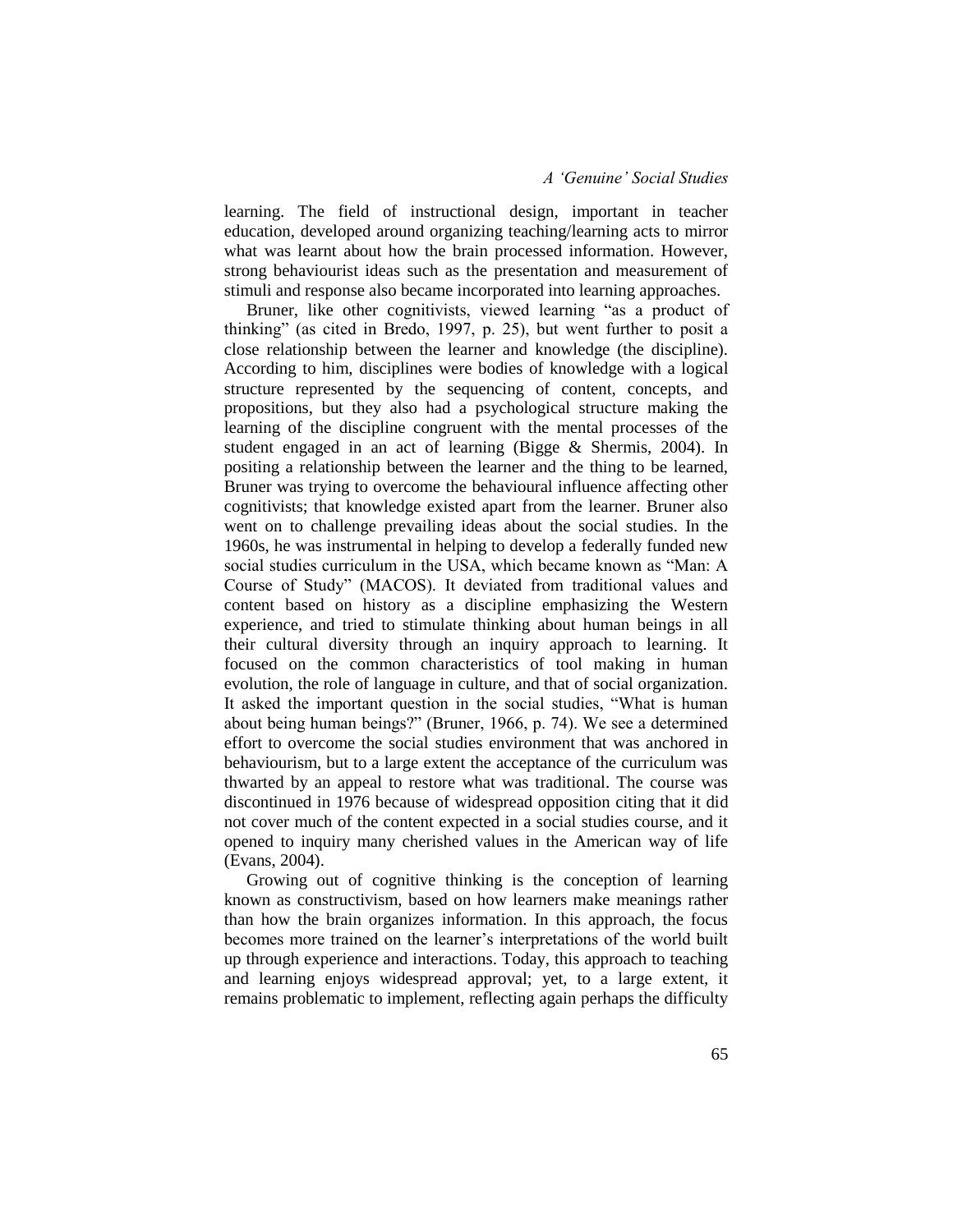learning. The field of instructional design, important in teacher education, developed around organizing teaching/learning acts to mirror what was learnt about how the brain processed information. However, strong behaviourist ideas such as the presentation and measurement of stimuli and response also became incorporated into learning approaches.

Bruner, like other cognitivists, viewed learning "as a product of thinking" (as cited in Bredo, 1997, p. 25), but went further to posit a close relationship between the learner and knowledge (the discipline). According to him, disciplines were bodies of knowledge with a logical structure represented by the sequencing of content, concepts, and propositions, but they also had a psychological structure making the learning of the discipline congruent with the mental processes of the student engaged in an act of learning (Bigge & Shermis, 2004). In positing a relationship between the learner and the thing to be learned, Bruner was trying to overcome the behavioural influence affecting other cognitivists; that knowledge existed apart from the learner. Bruner also went on to challenge prevailing ideas about the social studies. In the 1960s, he was instrumental in helping to develop a federally funded new social studies curriculum in the USA, which became known as "Man: A Course of Study" (MACOS). It deviated from traditional values and content based on history as a discipline emphasizing the Western experience, and tried to stimulate thinking about human beings in all their cultural diversity through an inquiry approach to learning. It focused on the common characteristics of tool making in human evolution, the role of language in culture, and that of social organization. It asked the important question in the social studies, "What is human about being human beings?" (Bruner, 1966, p. 74). We see a determined effort to overcome the social studies environment that was anchored in behaviourism, but to a large extent the acceptance of the curriculum was thwarted by an appeal to restore what was traditional. The course was discontinued in 1976 because of widespread opposition citing that it did not cover much of the content expected in a social studies course, and it opened to inquiry many cherished values in the American way of life (Evans, 2004).

Growing out of cognitive thinking is the conception of learning known as constructivism, based on how learners make meanings rather than how the brain organizes information. In this approach, the focus becomes more trained on the learner's interpretations of the world built up through experience and interactions. Today, this approach to teaching and learning enjoys widespread approval; yet, to a large extent, it remains problematic to implement, reflecting again perhaps the difficulty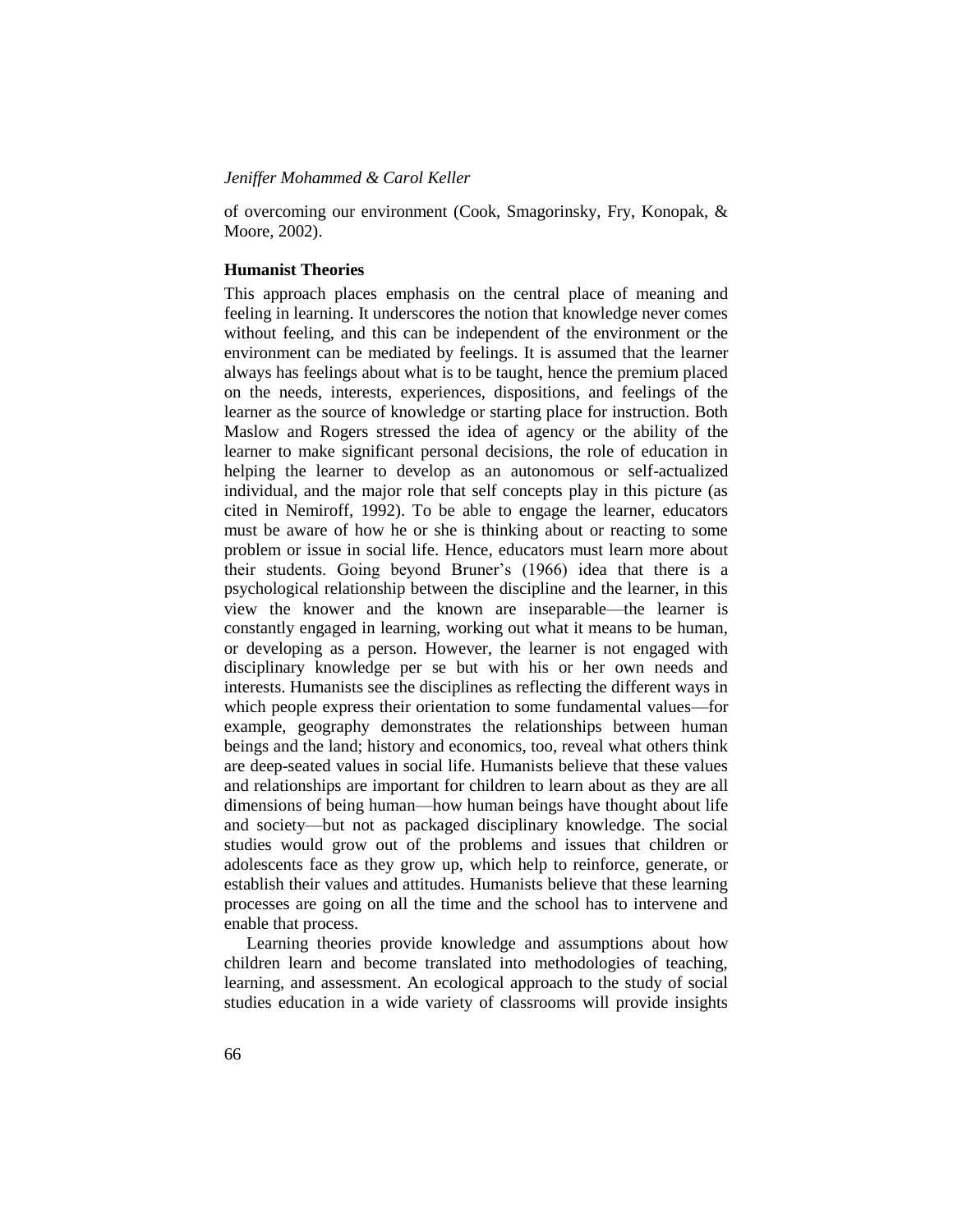of overcoming our environment (Cook, Smagorinsky, Fry, Konopak, & Moore, 2002).

### Humanist Theories

This approach places emphasis on the central place of meaning and feeling in learning. It underscores the notion that knowledge never comes without feeling, and this can be independent of the environment or the environment can be mediated by feelings. It is assumed that the learner always has feelings about what is to be taught, hence the premium placed on the needs, interests, experiences, dispositions, and feelings of the learner as the source of knowledge or starting place for instruction. Both Maslow and Rogers stressed the idea of agency or the ability of the learner to make significant personal decisions, the role of education in helping the learner to develop as an autonomous or self-actualized individual, and the major role that self concepts play in this picture (as cited in Nemiroff, 1992). To be able to engage the learner, educators must be aware of how he or she is thinking about or reacting to some problem or issue in social life. Hence, educators must learn more about their students. Going beyond Bruner's (1966) idea that there is a psychological relationship between the discipline and the learner, in this view the knower and the known are inseparable—the learner is constantly engaged in learning, working out what it means to be human, or developing as a person. However, the learner is not engaged with disciplinary knowledge per se but with his or her own needs and interests. Humanists see the disciplines as reflecting the different ways in which people express their orientation to some fundamental values—for example, geography demonstrates the relationships between human beings and the land; history and economics, too, reveal what others think are deep-seated values in social life. Humanists believe that these values and relationships are important for children to learn about as they are all dimensions of being human—how human beings have thought about life and society—but not as packaged disciplinary knowledge. The social studies would grow out of the problems and issues that children or adolescents face as they grow up, which help to reinforce, generate, or establish their values and attitudes. Humanists believe that these learning processes are going on all the time and the school has to intervene and enable that process.

Learning theories provide knowledge and assumptions about how children learn and become translated into methodologies of teaching, learning, and assessment. An ecological approach to the study of social studies education in a wide variety of classrooms will provide insights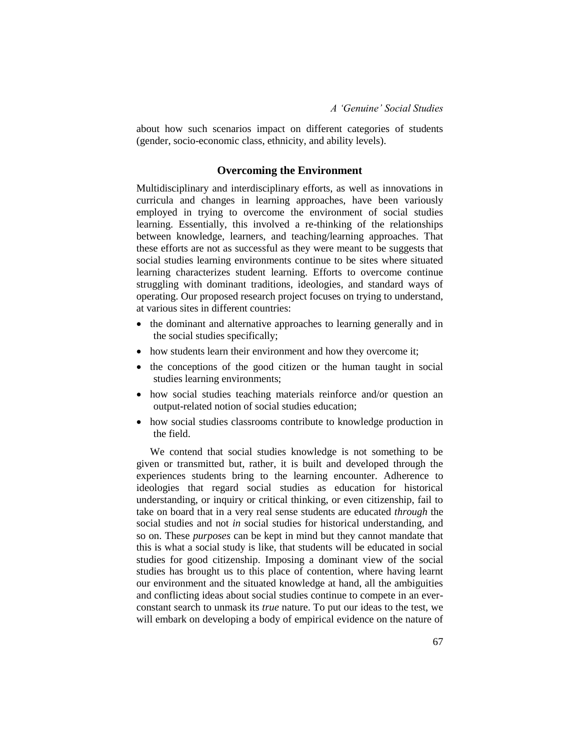about how such scenarios impact on different categories of students (gender, socio-economic class, ethnicity, and ability levels).

## Overcoming the Environment

Multidisciplinary and interdisciplinary efforts, as well as innovations in curricula and changes in learning approaches, have been variously employed in trying to overcome the environment of social studies learning. Essentially, this involved a re-thinking of the relationships between knowledge, learners, and teaching/learning approaches. That these efforts are not as successful as they were meant to be suggests that social studies learning environments continue to be sites where situated learning characterizes student learning. Efforts to overcome continue struggling with dominant traditions, ideologies, and standard ways of operating. Our proposed research project focuses on trying to understand, at various sites in different countries:

- the dominant and alternative approaches to learning generally and in the social studies specifically;
- how students learn their environment and how they overcome it;
- the conceptions of the good citizen or the human taught in social studies learning environments;
- how social studies teaching materials reinforce and/or question an output-related notion of social studies education;
- how social studies classrooms contribute to knowledge production in the field.

We contend that social studies knowledge is not something to be given or transmitted but, rather, it is built and developed through the experiences students bring to the learning encounter. Adherence to ideologies that regard social studies as education for historical understanding, or inquiry or critical thinking, or even citizenship, fail to take on board that in a very real sense students are educated *through* the social studies and not *in* social studies for historical understanding, and so on. These *purposes* can be kept in mind but they cannot mandate that this is what a social study is like, that students will be educated in social studies for good citizenship. Imposing a dominant view of the social studies has brought us to this place of contention, where having learnt our environment and the situated knowledge at hand, all the ambiguities and conflicting ideas about social studies continue to compete in an ever-constant search to unmask its *true* nature. To put our ideas to the test, we will embark on developing a body of empirical evidence on the nature of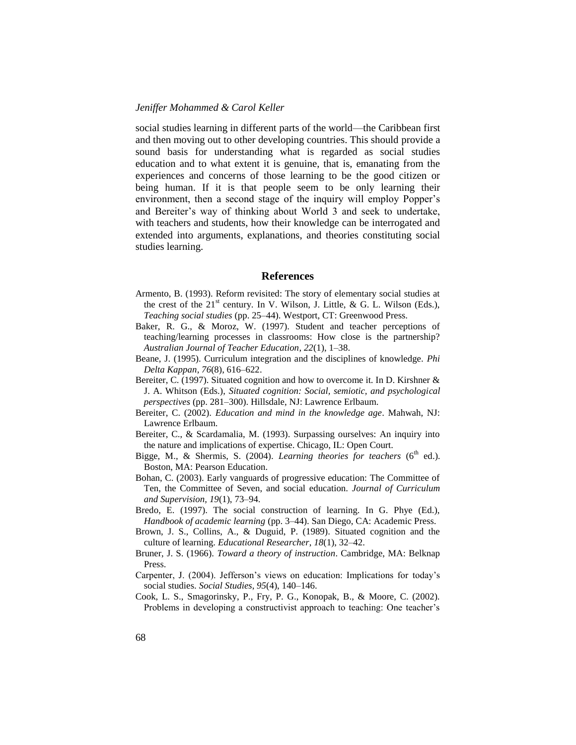social studies learning in different parts of the world—the Caribbean first and then moving out to other developing countries. This should provide a sound basis for understanding what is regarded as social studies education and to what extent it is genuine, that is, emanating from the experiences and concerns of those learning to be the good citizen or being human. If it is that people seem to be only learning their environment, then a second stage of the inquiry will employ Popper's and Bereiter's way of thinking about World 3 and seek to undertake, with teachers and students, how their knowledge can be interrogated and extended into arguments, explanations, and theories constituting social studies learning.

## References

Armento, B. (1993). Reform revisited: The story of elementary social studies at the crest of the 21st century. In V. Wilson, J. Little, & G. L. Wilson (Eds.), *Teaching social studies* (pp. 25–44). Westport, CT: Greenwood Press.

Baker, R. G., & Moroz, W. (1997). Student and teacher perceptions of teaching/learning processes in classrooms: How close is the partnership? *Australian Journal of Teacher Education*, *22*(1), 1–38.

Beane, J. (1995). Curriculum integration and the disciplines of knowledge. *Phi Delta Kappan*, *76*(8), 616–622.

Bereiter, C. (1997). Situated cognition and how to overcome it. In D. Kirshner & J. A. Whitson (Eds.), *Situated cognition: Social, semiotic, and psychological perspectives* (pp. 281–300). Hillsdale, NJ: Lawrence Erlbaum.

Bereiter, C. (2002). *Education and mind in the knowledge age*. Mahwah, NJ: Lawrence Erlbaum.

Bereiter, C., & Scardamalia, M. (1993). Surpassing ourselves: An inquiry into the nature and implications of expertise. Chicago, IL: Open Court.

Bigge, M., & Shermis, S. (2004). *Learning theories for teachers* (6th ed.). Boston, MA: Pearson Education.

Bohan, C. (2003). Early vanguards of progressive education: The Committee of Ten, the Committee of Seven, and social education. *Journal of Curriculum and Supervision, 19*(1), 73–94.

Bredo, E. (1997). The social construction of learning. In G. Phye (Ed.), *Handbook of academic learning* (pp. 3–44). San Diego, CA: Academic Press.

Brown, J. S., Collins, A., & Duguid, P. (1989). Situated cognition and the culture of learning. *Educational Researcher*, *18*(1), 32–42.

Bruner, J. S. (1966). *Toward a theory of instruction*. Cambridge, MA: Belknap Press.

Carpenter, J. (2004). Jefferson's views on education: Implications for today's social studies. *Social Studies*, *95*(4), 140–146.

Cook, L. S., Smagorinsky, P., Fry, P. G., Konopak, B., & Moore, C. (2002). Problems in developing a constructivist approach to teaching: One teacher's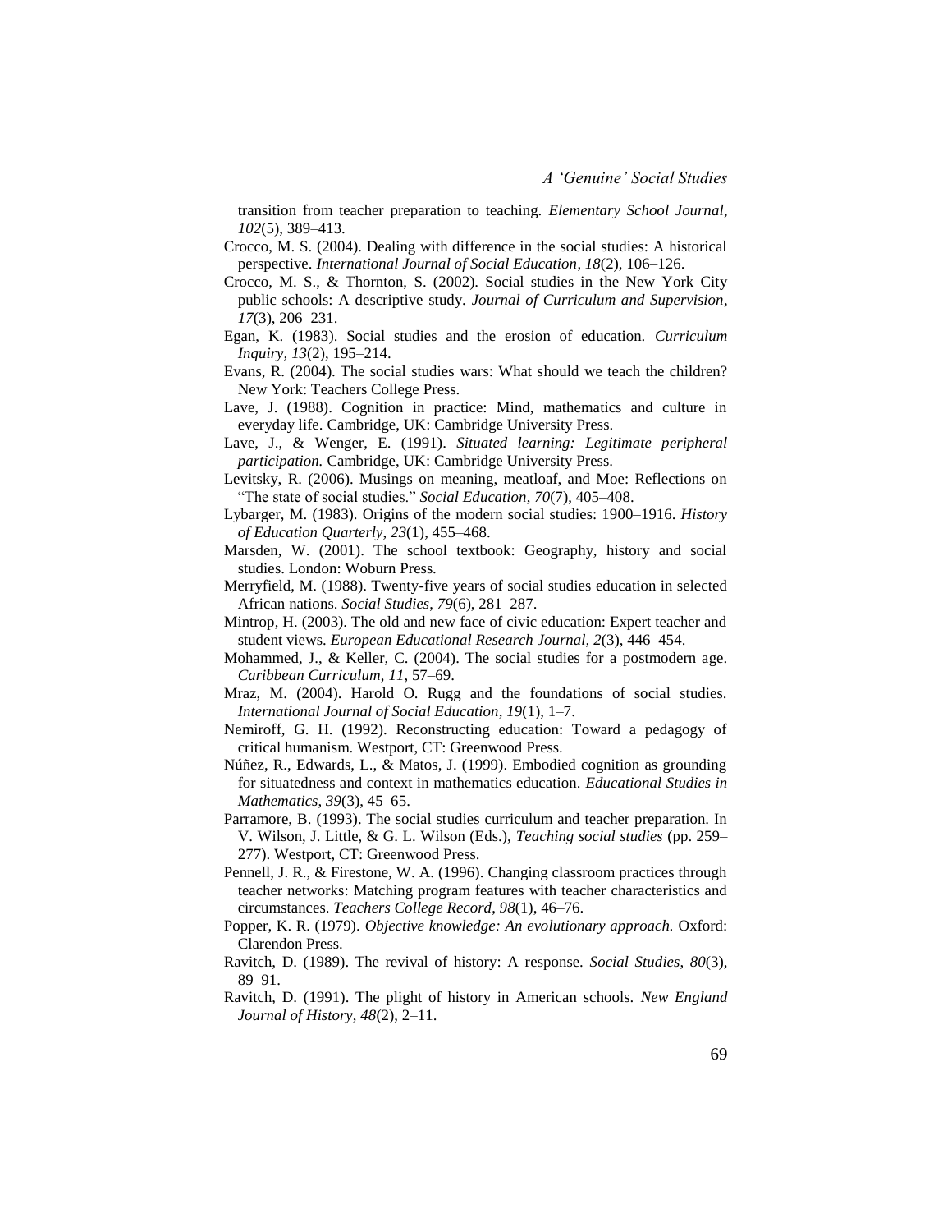transition from teacher preparation to teaching. *Elementary School Journal*, *102*(5), 389–413.

Crocco, M. S. (2004). Dealing with difference in the social studies: A historical perspective. *International Journal of Social Education*, *18*(2), 106–126.

Crocco, M. S., & Thornton, S. (2002). Social studies in the New York City public schools: A descriptive study. *Journal of Curriculum and Supervision*, *17*(3), 206–231.

Egan, K. (1983). Social studies and the erosion of education. *Curriculum Inquiry*, *13*(2), 195–214.

Evans, R. (2004). The social studies wars: What should we teach the children? New York: Teachers College Press.

Lave, J. (1988). Cognition in practice: Mind, mathematics and culture in everyday life. Cambridge, UK: Cambridge University Press.

Lave, J., & Wenger, E. (1991). *Situated learning: Legitimate peripheral participation.* Cambridge, UK: Cambridge University Press.

Levitsky, R. (2006). Musings on meaning, meatloaf, and Moe: Reflections on "The state of social studies." *Social Education*, *70*(7), 405–408.

Lybarger, M. (1983). Origins of the modern social studies: 1900–1916. *History of Education Quarterly*, *23*(1), 455–468.

Marsden, W. (2001). The school textbook: Geography, history and social studies. London: Woburn Press.

Merryfield, M. (1988). Twenty-five years of social studies education in selected African nations. *Social Studies*, *79*(6), 281–287.

Mintrop, H. (2003). The old and new face of civic education: Expert teacher and student views. *European Educational Research Journal*, *2*(3), 446–454.

Mohammed, J., & Keller, C. (2004). The social studies for a postmodern age. *Caribbean Curriculum*, *11*, 57–69.

Mraz, M. (2004). Harold O. Rugg and the foundations of social studies. *International Journal of Social Education*, *19*(1), 1–7.

Nemiroff, G. H. (1992). Reconstructing education: Toward a pedagogy of critical humanism. Westport, CT: Greenwood Press.

Núñez, R., Edwards, L., & Matos, J. (1999). Embodied cognition as grounding for situatedness and context in mathematics education. *Educational Studies in Mathematics*, *39*(3), 45–65.

Parramore, B. (1993). The social studies curriculum and teacher preparation. In V. Wilson, J. Little, & G. L. Wilson (Eds.), *Teaching social studies* (pp. 259–277). Westport, CT: Greenwood Press.

Pennell, J. R., & Firestone, W. A. (1996). Changing classroom practices through teacher networks: Matching program features with teacher characteristics and circumstances. *Teachers College Record*, *98*(1), 46–76.

Popper, K. R. (1979). *Objective knowledge: An evolutionary approach.* Oxford: Clarendon Press.

Ravitch, D. (1989). The revival of history: A response. *Social Studies*, *80*(3), 89–91.

Ravitch, D. (1991). The plight of history in American schools. *New England Journal of History*, *48*(2), 2–11.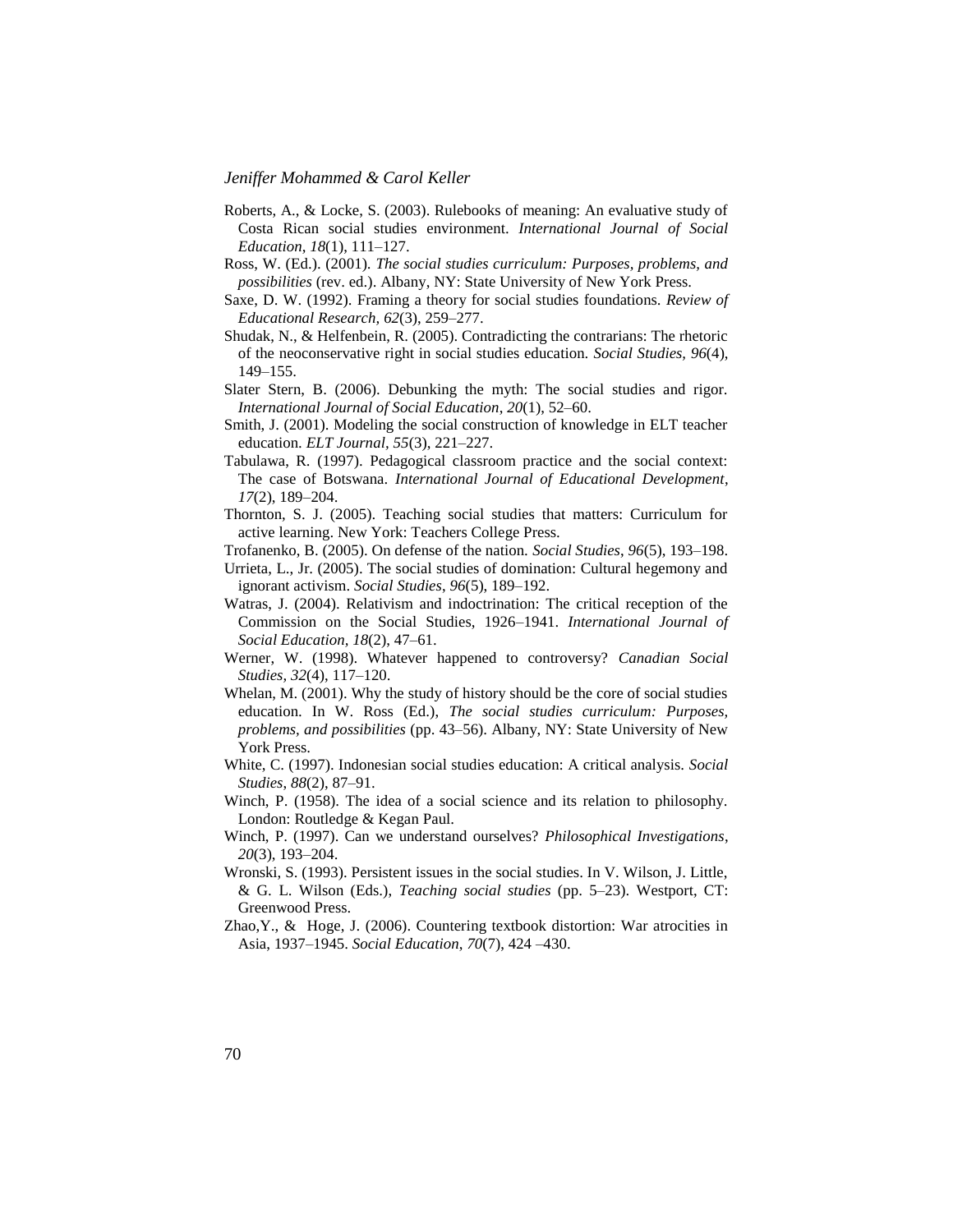Roberts, A., & Locke, S. (2003). Rulebooks of meaning: An evaluative study of Costa Rican social studies environment. *International Journal of Social Education*, *18*(1), 111–127.

Ross, W. (Ed.). (2001). *The social studies curriculum: Purposes, problems, and possibilities* (rev. ed.). Albany, NY: State University of New York Press.

Saxe, D. W. (1992). Framing a theory for social studies foundations. *Review of Educational Research*, *62*(3), 259–277.

Shudak, N., & Helfenbein, R. (2005). Contradicting the contrarians: The rhetoric of the neoconservative right in social studies education. *Social Studies, 96*(4), 149–155.

Slater Stern, B. (2006). Debunking the myth: The social studies and rigor. *International Journal of Social Education*, *20*(1), 52–60.

Smith, J. (2001). Modeling the social construction of knowledge in ELT teacher education. *ELT Journal*, *55*(3), 221–227.

Tabulawa, R. (1997). Pedagogical classroom practice and the social context: The case of Botswana. *International Journal of Educational Development*, *17*(2), 189–204.

Thornton, S. J. (2005). Teaching social studies that matters: Curriculum for active learning. New York: Teachers College Press.

Trofanenko, B. (2005). On defense of the nation. *Social Studies*, *96*(5), 193–198.

Urrieta, L., Jr. (2005). The social studies of domination: Cultural hegemony and ignorant activism. *Social Studies*, *96*(5), 189–192.

Watras, J. (2004). Relativism and indoctrination: The critical reception of the Commission on the Social Studies, 1926–1941. *International Journal of Social Education*, *18*(2), 47–61.

Werner, W. (1998). Whatever happened to controversy? *Canadian Social Studies, 32*(4), 117–120.

Whelan, M. (2001). Why the study of history should be the core of social studies education. In W. Ross (Ed.), *The social studies curriculum: Purposes, problems, and possibilities* (pp. 43–56). Albany, NY: State University of New York Press.

White, C. (1997). Indonesian social studies education: A critical analysis. *Social Studies*, *88*(2), 87–91.

Winch, P. (1958). The idea of a social science and its relation to philosophy. London: Routledge & Kegan Paul.

Winch, P. (1997). Can we understand ourselves? *Philosophical Investigations*, *20*(3), 193–204.

Wronski, S. (1993). Persistent issues in the social studies. In V. Wilson, J. Little, & G. L. Wilson (Eds.), *Teaching social studies* (pp. 5–23). Westport, CT: Greenwood Press.

Zhao,Y., & Hoge, J. (2006). Countering textbook distortion: War atrocities in Asia, 1937–1945. *Social Education*, *70*(7), 424 –430.